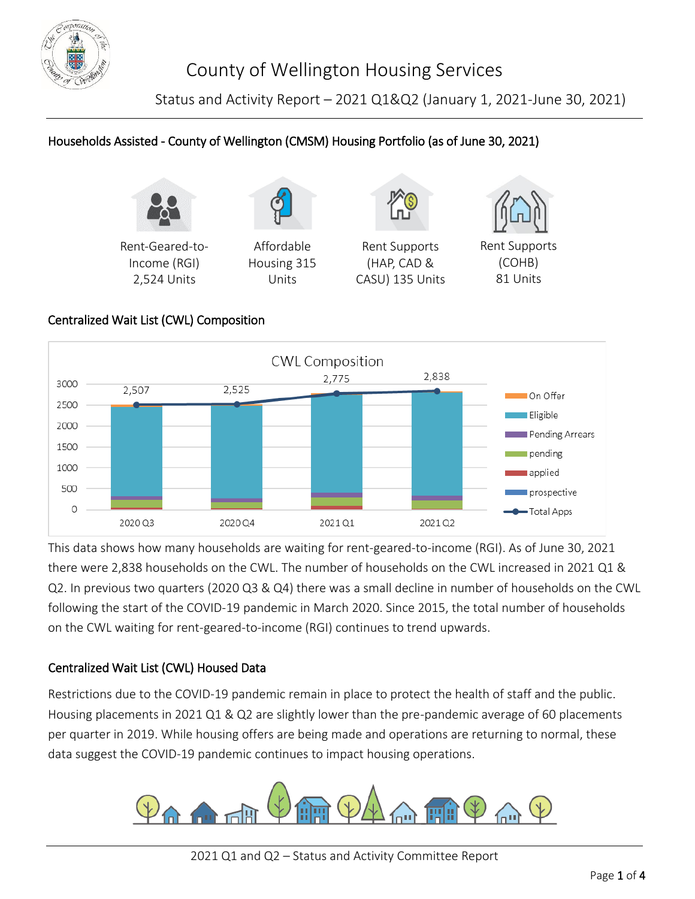# County of Wellington Housing Services

Status and Activity Report – 2021 Q1&Q2 (January 1, 2021-June 30, 2021)

## Households Assisted - County of Wellington (CMSM) Housing Portfolio (as of June 30, 2021)

Rent-Geared-to-Income (RGI) 2,524 Units

Affordable Housing 315 Units

Rent Supports (HAP, CAD & CASU) 135 Units

Rent Supports (COHB) 81 Units

## Centralized Wait List (CWL) Composition

CWL Composition

| | 2020 Q3 | 2020 Q4 | 2021 Q1 | 2021 Q2 |
|---|---|---|---|---|
| Total Apps | 2,507 | 2,525 | 2,775 | 2,838 |

Legend: On Offer, Eligible, Pending Arrears, pending, applied, prospective, Total Apps

This data shows how many households are waiting for rent-geared-to-income (RGI). As of June 30, 2021 there were 2,838 households on the CWL. The number of households on the CWL increased in 2021 Q1 & Q2. In previous two quarters (2020 Q3 & Q4) there was a small decline in number of households on the CWL following the start of the COVID-19 pandemic in March 2020. Since 2015, the total number of households on the CWL waiting for rent-geared-to-income (RGI) continues to trend upwards.

## Centralized Wait List (CWL) Housed Data

Restrictions due to the COVID-19 pandemic remain in place to protect the health of staff and the public. Housing placements in 2021 Q1 & Q2 are slightly lower than the pre-pandemic average of 60 placements per quarter in 2019. While housing offers are being made and operations are returning to normal, these data suggest the COVID-19 pandemic continues to impact housing operations.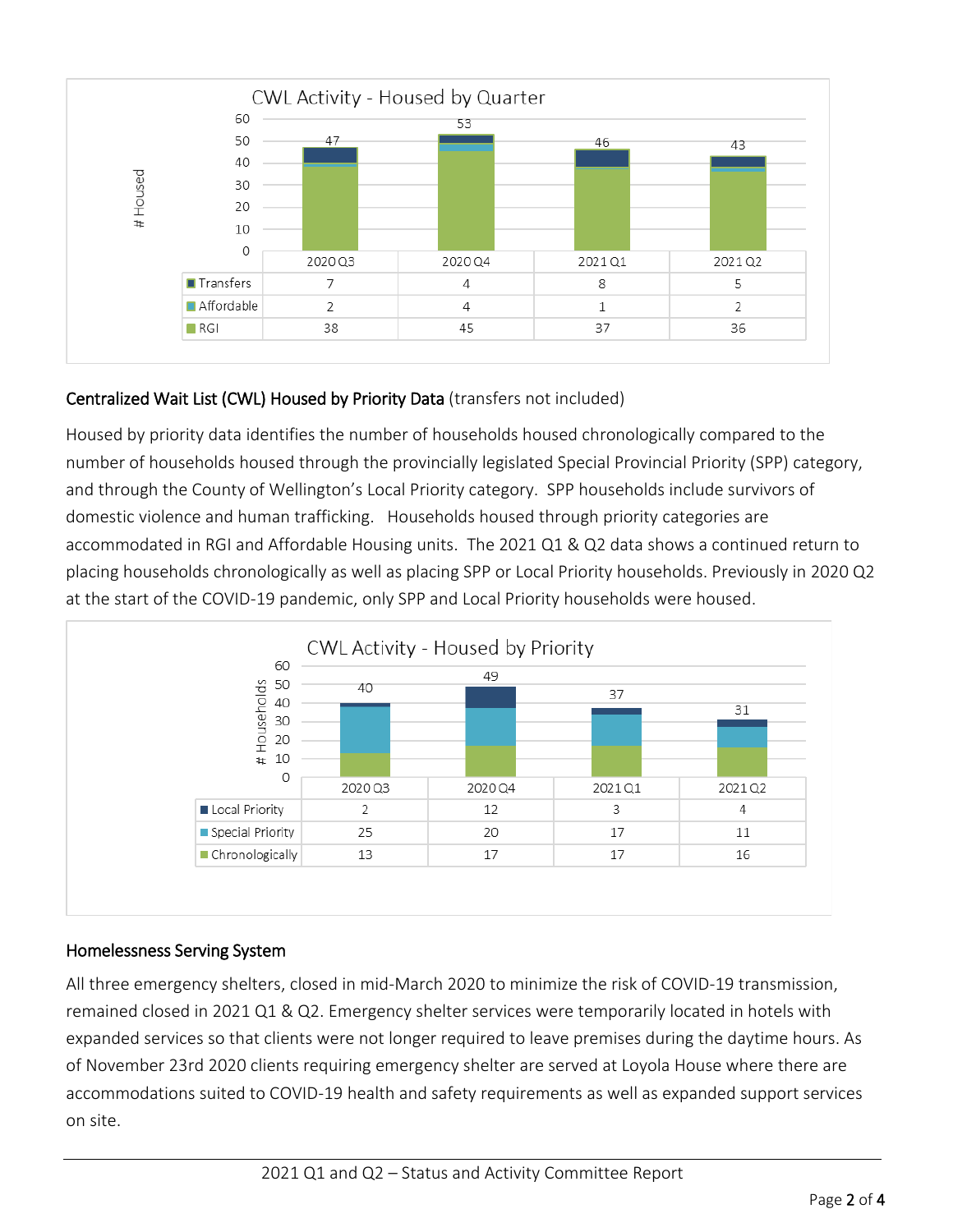**CWL Activity - Housed by Quarter**

| | 2020 Q3 | 2020 Q4 | 2021 Q1 | 2021 Q2 |
|---|---|---|---|---|
| Transfers | 7 | 4 | 8 | 5 |
| Affordable | 2 | 4 | 1 | 2 |
| RGI | 38 | 45 | 37 | 36 |
| Total | 47 | 53 | 46 | 43 |

## Centralized Wait List (CWL) Housed by Priority Data (transfers not included)

Housed by priority data identifies the number of households housed chronologically compared to the number of households housed through the provincially legislated Special Provincial Priority (SPP) category, and through the County of Wellington's Local Priority category. SPP households include survivors of domestic violence and human trafficking. Households housed through priority categories are accommodated in RGI and Affordable Housing units. The 2021 Q1 & Q2 data shows a continued return to placing households chronologically as well as placing SPP or Local Priority households. Previously in 2020 Q2 at the start of the COVID-19 pandemic, only SPP and Local Priority households were housed.

**CWL Activity - Housed by Priority**

| | 2020 Q3 | 2020 Q4 | 2021 Q1 | 2021 Q2 |
|---|---|---|---|---|
| Local Priority | 2 | 12 | 3 | 4 |
| Special Priority | 25 | 20 | 17 | 11 |
| Chronologically | 13 | 17 | 17 | 16 |
| Total | 40 | 49 | 37 | 31 |

## Homelessness Serving System

All three emergency shelters, closed in mid-March 2020 to minimize the risk of COVID-19 transmission, remained closed in 2021 Q1 & Q2. Emergency shelter services were temporarily located in hotels with expanded services so that clients were not longer required to leave premises during the daytime hours. As of November 23rd 2020 clients requiring emergency shelter are served at Loyola House where there are accommodations suited to COVID-19 health and safety requirements as well as expanded support services on site.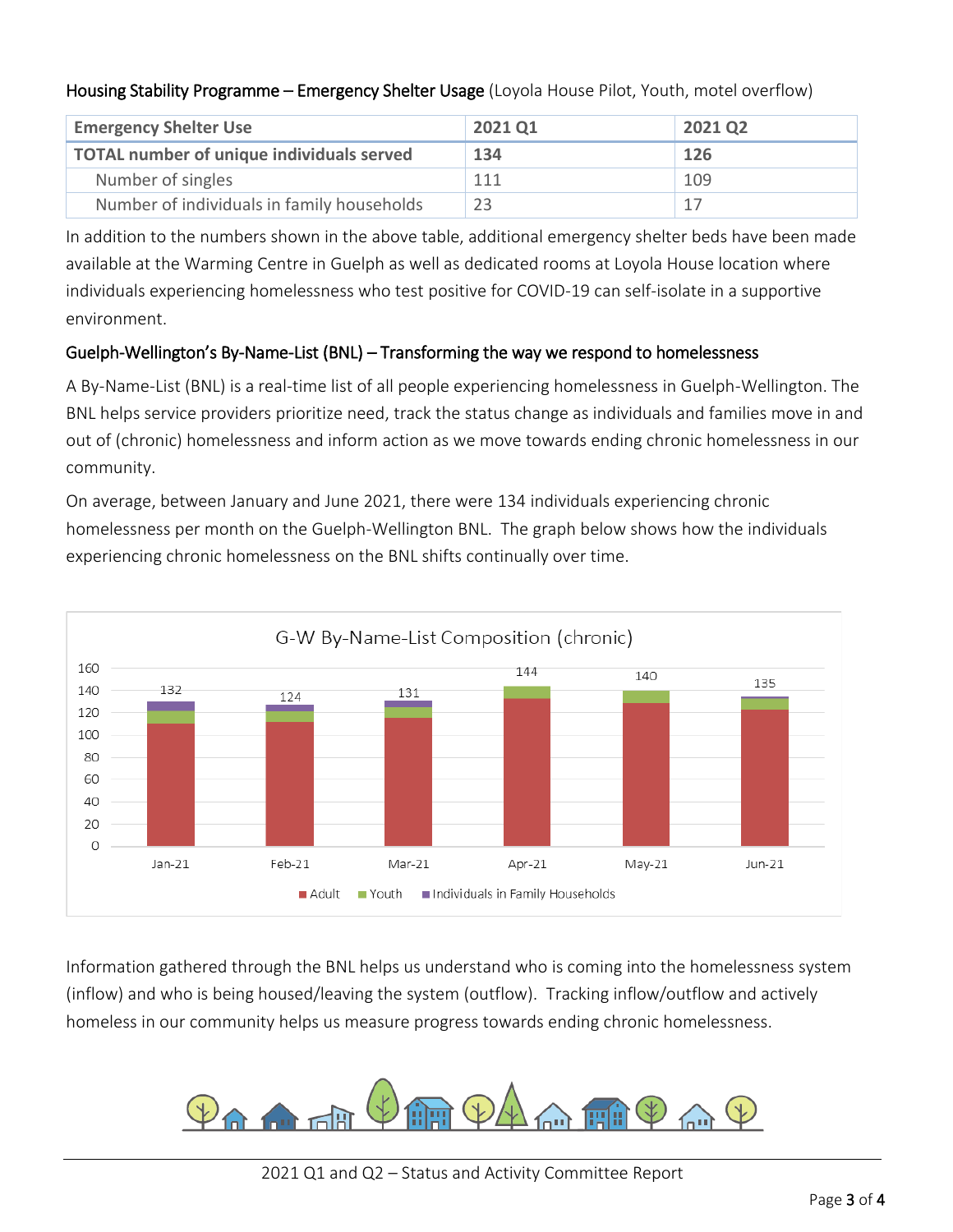Housing Stability Programme – Emergency Shelter Usage (Loyola House Pilot, Youth, motel overflow)

| Emergency Shelter Use | 2021 Q1 | 2021 Q2 |
|---|---|---|
| **TOTAL number of unique individuals served** | **134** | **126** |
| Number of singles | 111 | 109 |
| Number of individuals in family households | 23 | 17 |

In addition to the numbers shown in the above table, additional emergency shelter beds have been made available at the Warming Centre in Guelph as well as dedicated rooms at Loyola House location where individuals experiencing homelessness who test positive for COVID-19 can self-isolate in a supportive environment.

## Guelph-Wellington's By-Name-List (BNL) – Transforming the way we respond to homelessness

A By-Name-List (BNL) is a real-time list of all people experiencing homelessness in Guelph-Wellington. The BNL helps service providers prioritize need, track the status change as individuals and families move in and out of (chronic) homelessness and inform action as we move towards ending chronic homelessness in our community.

On average, between January and June 2021, there were 134 individuals experiencing chronic homelessness per month on the Guelph-Wellington BNL. The graph below shows how the individuals experiencing chronic homelessness on the BNL shifts continually over time.

G-W By-Name-List Composition (chronic)

| Month | Total |
|---|---|
| Jan-21 | 132 |
| Feb-21 | 124 |
| Mar-21 | 131 |
| Apr-21 | 144 |
| May-21 | 140 |
| Jun-21 | 135 |

Adult · Youth · Individuals in Family Households

Information gathered through the BNL helps us understand who is coming into the homelessness system (inflow) and who is being housed/leaving the system (outflow). Tracking inflow/outflow and actively homeless in our community helps us measure progress towards ending chronic homelessness.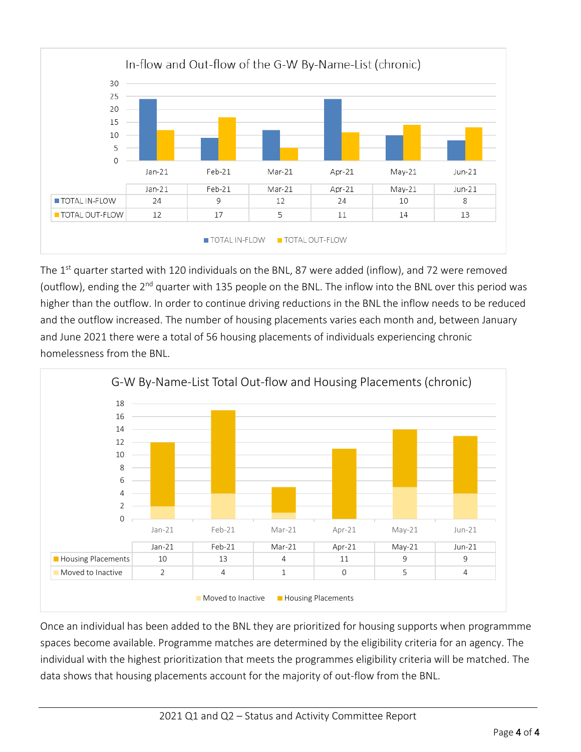In-flow and Out-flow of the G-W By-Name-List (chronic)

30
25
20
15
10
5
0

Jan-21 Feb-21 Mar-21 Apr-21 May-21 Jun-21

| | Jan-21 | Feb-21 | Mar-21 | Apr-21 | May-21 | Jun-21 |
|---|---|---|---|---|---|---|
| TOTAL IN-FLOW | 24 | 9 | 12 | 24 | 10 | 8 |
| TOTAL OUT-FLOW | 12 | 17 | 5 | 11 | 14 | 13 |

TOTAL IN-FLOW TOTAL OUT-FLOW

The 1st quarter started with 120 individuals on the BNL, 87 were added (inflow), and 72 were removed (outflow), ending the 2nd quarter with 135 people on the BNL. The inflow into the BNL over this period was higher than the outflow. In order to continue driving reductions in the BNL the inflow needs to be reduced and the outflow increased. The number of housing placements varies each month and, between January and June 2021 there were a total of 56 housing placements of individuals experiencing chronic homelessness from the BNL.

G-W By-Name-List Total Out-flow and Housing Placements (chronic)

18
16
14
12
10
8
6
4
2
0

Jan-21 Feb-21 Mar-21 Apr-21 May-21 Jun-21

| | Jan-21 | Feb-21 | Mar-21 | Apr-21 | May-21 | Jun-21 |
|---|---|---|---|---|---|---|
| Housing Placements | 10 | 13 | 4 | 11 | 9 | 9 |
| Moved to Inactive | 2 | 4 | 1 | 0 | 5 | 4 |

Moved to Inactive Housing Placements

Once an individual has been added to the BNL they are prioritized for housing supports when programmme spaces become available. Programme matches are determined by the eligibility criteria for an agency. The individual with the highest prioritization that meets the programmes eligibility criteria will be matched. The data shows that housing placements account for the majority of out-flow from the BNL.